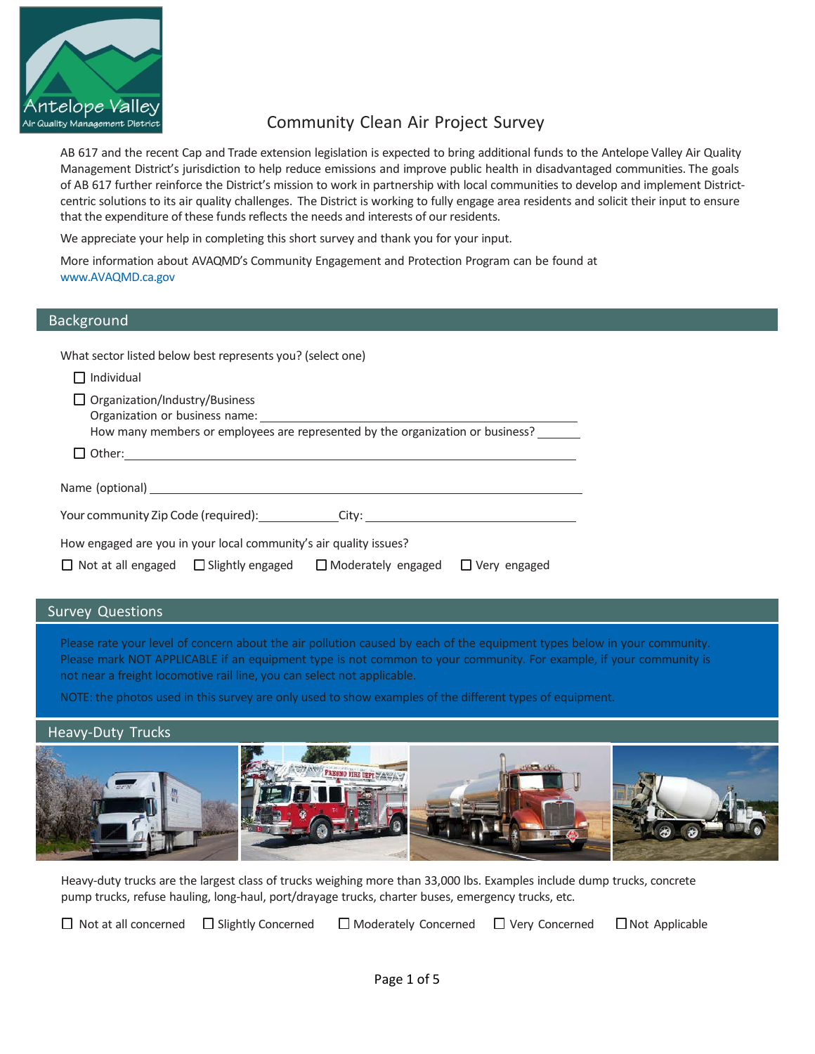# Community Clean Air Project Survey

AB 617 and the recent Cap and Trade extension legislation is expected to bring additional funds to the Antelope Valley Air Quality Management District's jurisdiction to help reduce emissions and improve public health in disadvantaged communities. The goals of AB 617 further reinforce the District's mission to work in partnership with local communities to develop and implement District-centric solutions to its air quality challenges. The District is working to fully engage area residents and solicit their input to ensure that the expenditure of these funds reflects the needs and interests of our residents.

We appreciate your help in completing this short survey and thank you for your input.

More information about AVAQMD's Community Engagement and Protection Program can be found at www.AVAQMD.ca.gov

## Background

What sector listed below best represents you? (select one)

- ☐ Individual
- ☐ Organization/Industry/Business
  Organization or business name: ______________________
  How many members or employees are represented by the organization or business? ______
- ☐ Other: ______________________

Name (optional) ______________________

Your community Zip Code (required): __________ City: ______________

How engaged are you in your local community's air quality issues?

☐ Not at all engaged ☐ Slightly engaged ☐ Moderately engaged ☐ Very engaged

## Survey Questions

Please rate your level of concern about the air pollution caused by each of the equipment types below in your community. Please mark NOT APPLICABLE if an equipment type is not common to your community. For example, if your community is not near a freight locomotive rail line, you can select not applicable.

NOTE: the photos used in this survey are only used to show examples of the different types of equipment.

## Heavy-Duty Trucks

Heavy-duty trucks are the largest class of trucks weighing more than 33,000 lbs. Examples include dump trucks, concrete pump trucks, refuse hauling, long-haul, port/drayage trucks, charter buses, emergency trucks, etc.

☐ Not at all concerned ☐ Slightly Concerned ☐ Moderately Concerned ☐ Very Concerned ☐ Not Applicable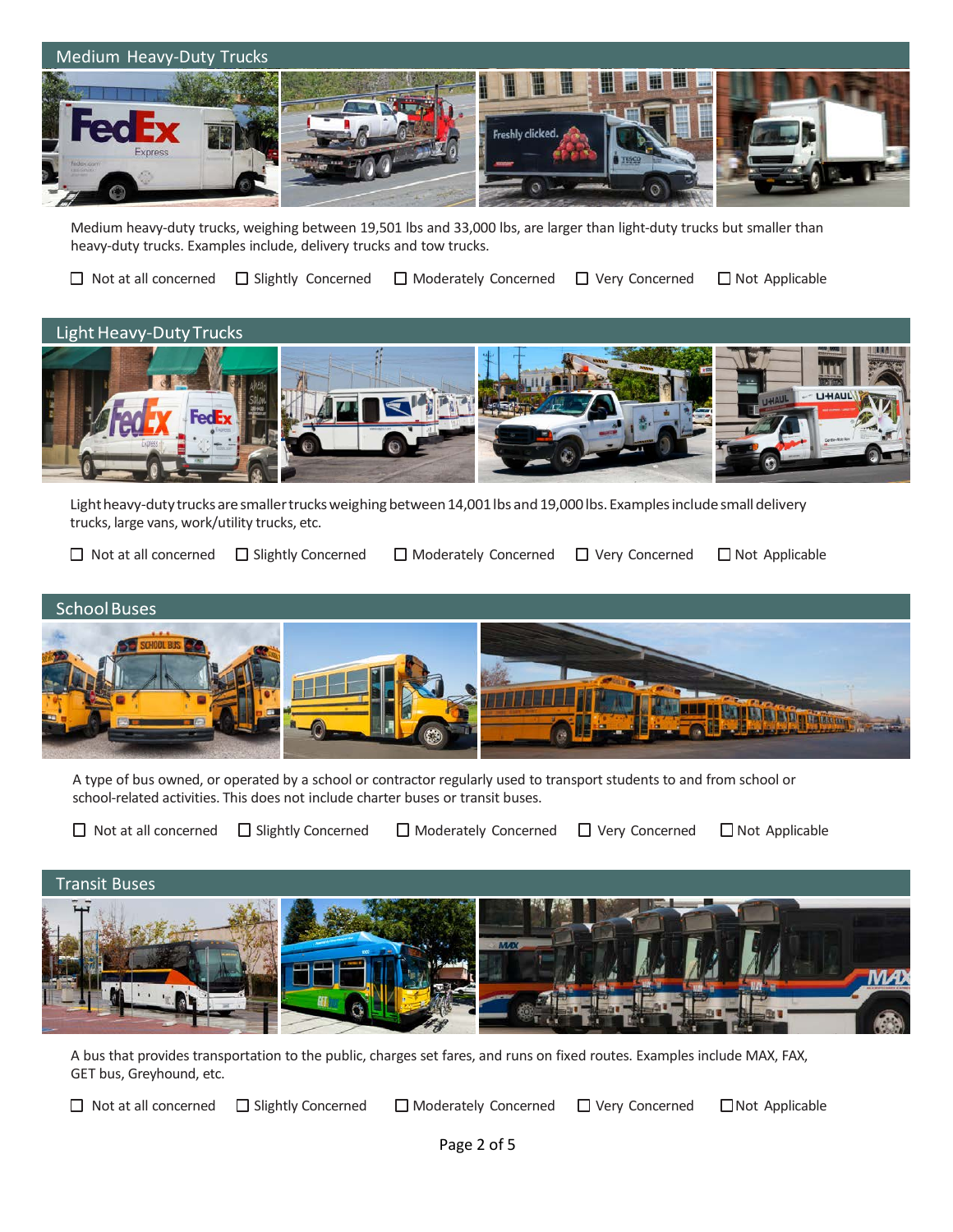## Medium Heavy-Duty Trucks

Medium heavy-duty trucks, weighing between 19,501 lbs and 33,000 lbs, are larger than light-duty trucks but smaller than heavy-duty trucks. Examples include, delivery trucks and tow trucks.

☐ Not at all concerned ☐ Slightly Concerned ☐ Moderately Concerned ☐ Very Concerned ☐ Not Applicable

## Light Heavy-Duty Trucks

Light heavy-duty trucks are smaller trucks weighing between 14,001 lbs and 19,000 lbs. Examples include small delivery trucks, large vans, work/utility trucks, etc.

☐ Not at all concerned ☐ Slightly Concerned ☐ Moderately Concerned ☐ Very Concerned ☐ Not Applicable

## School Buses

A type of bus owned, or operated by a school or contractor regularly used to transport students to and from school or school-related activities. This does not include charter buses or transit buses.

☐ Not at all concerned ☐ Slightly Concerned ☐ Moderately Concerned ☐ Very Concerned ☐ Not Applicable

## Transit Buses

A bus that provides transportation to the public, charges set fares, and runs on fixed routes. Examples include MAX, FAX, GET bus, Greyhound, etc.

☐ Not at all concerned ☐ Slightly Concerned ☐ Moderately Concerned ☐ Very Concerned ☐ Not Applicable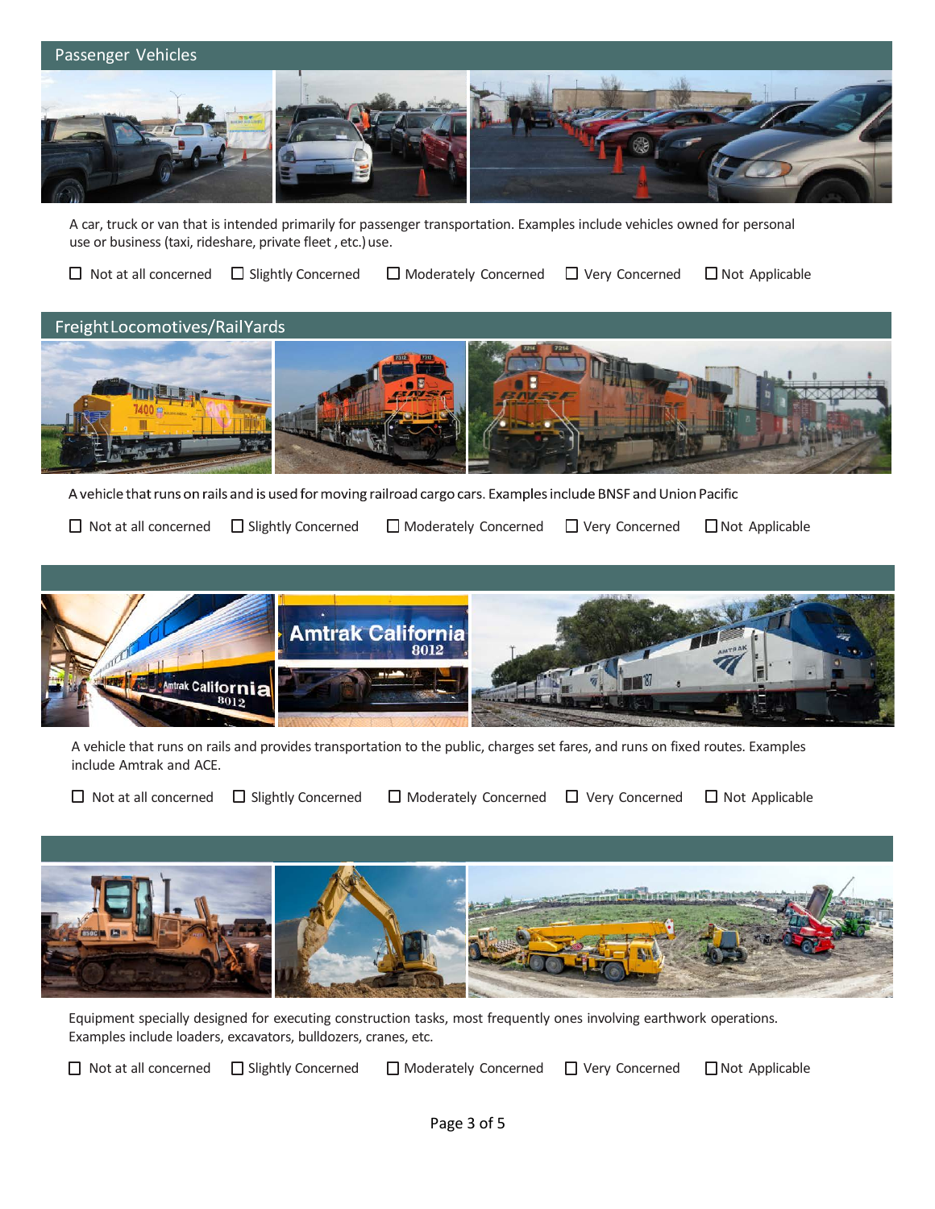## Passenger Vehicles

A car, truck or van that is intended primarily for passenger transportation. Examples include vehicles owned for personal use or business (taxi, rideshare, private fleet , etc.) use.

☐ Not at all concerned ☐ Slightly Concerned ☐ Moderately Concerned ☐ Very Concerned ☐ Not Applicable

## Freight Locomotives/Rail Yards

A vehicle that runs on rails and is used for moving railroad cargo cars. Examples include BNSF and Union Pacific

☐ Not at all concerned ☐ Slightly Concerned ☐ Moderately Concerned ☐ Very Concerned ☐ Not Applicable

A vehicle that runs on rails and provides transportation to the public, charges set fares, and runs on fixed routes. Examples include Amtrak and ACE.

☐ Not at all concerned ☐ Slightly Concerned ☐ Moderately Concerned ☐ Very Concerned ☐ Not Applicable

Equipment specially designed for executing construction tasks, most frequently ones involving earthwork operations. Examples include loaders, excavators, bulldozers, cranes, etc.

☐ Not at all concerned ☐ Slightly Concerned ☐ Moderately Concerned ☐ Very Concerned ☐ Not Applicable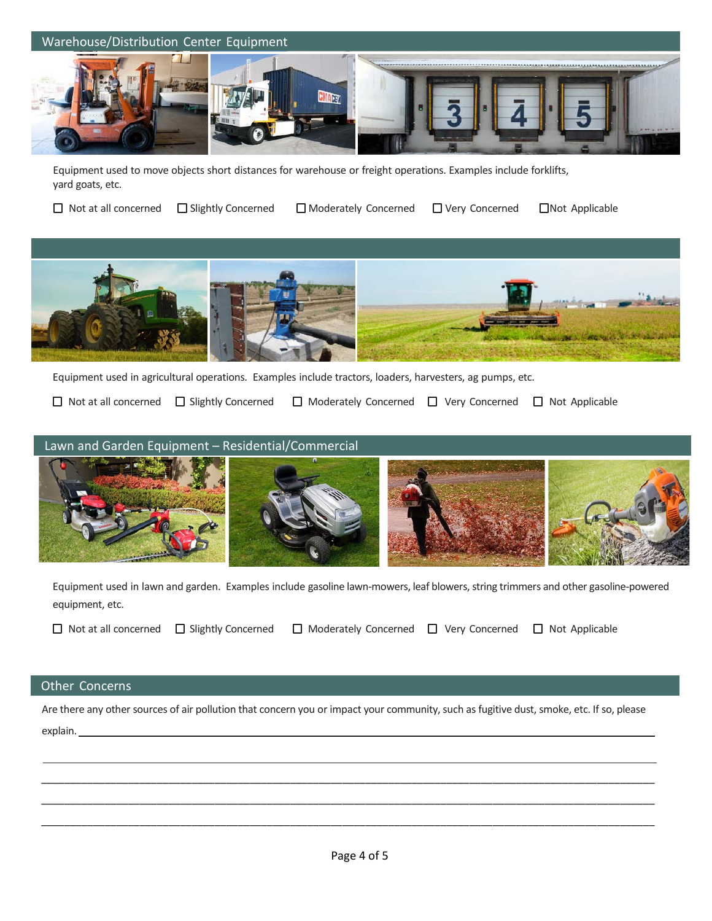## Warehouse/Distribution Center Equipment

Equipment used to move objects short distances for warehouse or freight operations. Examples include forklifts, yard goats, etc.

☐ Not at all concerned ☐ Slightly Concerned ☐ Moderately Concerned ☐ Very Concerned ☐ Not Applicable

Equipment used in agricultural operations. Examples include tractors, loaders, harvesters, ag pumps, etc.

☐ Not at all concerned ☐ Slightly Concerned ☐ Moderately Concerned ☐ Very Concerned ☐ Not Applicable

## Lawn and Garden Equipment – Residential/Commercial

Equipment used in lawn and garden. Examples include gasoline lawn-mowers, leaf blowers, string trimmers and other gasoline-powered equipment, etc.

☐ Not at all concerned ☐ Slightly Concerned ☐ Moderately Concerned ☐ Very Concerned ☐ Not Applicable

## Other Concerns

Are there any other sources of air pollution that concern you or impact your community, such as fugitive dust, smoke, etc. If so, please explain. ____________________________________________________________

____________________________________________________________

____________________________________________________________

____________________________________________________________

____________________________________________________________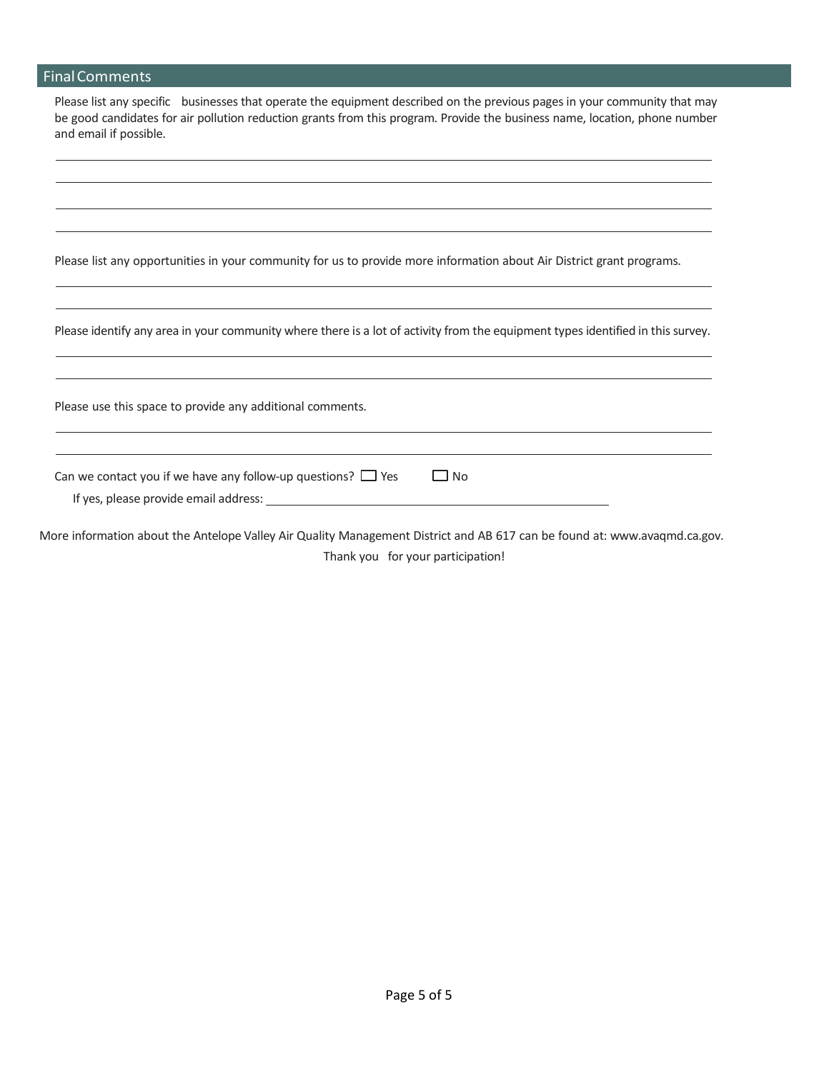## Final Comments

Please list any specific businesses that operate the equipment described on the previous pages in your community that may be good candidates for air pollution reduction grants from this program. Provide the business name, location, phone number and email if possible.

\_\_\_\_\_\_\_\_\_\_\_\_\_\_\_\_\_\_\_\_\_\_\_\_\_\_\_\_\_\_\_\_\_\_\_\_\_\_\_\_\_\_\_\_\_\_\_\_\_\_\_\_\_\_\_\_\_\_\_\_

\_\_\_\_\_\_\_\_\_\_\_\_\_\_\_\_\_\_\_\_\_\_\_\_\_\_\_\_\_\_\_\_\_\_\_\_\_\_\_\_\_\_\_\_\_\_\_\_\_\_\_\_\_\_\_\_\_\_\_\_

\_\_\_\_\_\_\_\_\_\_\_\_\_\_\_\_\_\_\_\_\_\_\_\_\_\_\_\_\_\_\_\_\_\_\_\_\_\_\_\_\_\_\_\_\_\_\_\_\_\_\_\_\_\_\_\_\_\_\_\_

\_\_\_\_\_\_\_\_\_\_\_\_\_\_\_\_\_\_\_\_\_\_\_\_\_\_\_\_\_\_\_\_\_\_\_\_\_\_\_\_\_\_\_\_\_\_\_\_\_\_\_\_\_\_\_\_\_\_\_\_

Please list any opportunities in your community for us to provide more information about Air District grant programs.

\_\_\_\_\_\_\_\_\_\_\_\_\_\_\_\_\_\_\_\_\_\_\_\_\_\_\_\_\_\_\_\_\_\_\_\_\_\_\_\_\_\_\_\_\_\_\_\_\_\_\_\_\_\_\_\_\_\_\_\_

\_\_\_\_\_\_\_\_\_\_\_\_\_\_\_\_\_\_\_\_\_\_\_\_\_\_\_\_\_\_\_\_\_\_\_\_\_\_\_\_\_\_\_\_\_\_\_\_\_\_\_\_\_\_\_\_\_\_\_\_

Please identify any area in your community where there is a lot of activity from the equipment types identified in this survey.

\_\_\_\_\_\_\_\_\_\_\_\_\_\_\_\_\_\_\_\_\_\_\_\_\_\_\_\_\_\_\_\_\_\_\_\_\_\_\_\_\_\_\_\_\_\_\_\_\_\_\_\_\_\_\_\_\_\_\_\_

\_\_\_\_\_\_\_\_\_\_\_\_\_\_\_\_\_\_\_\_\_\_\_\_\_\_\_\_\_\_\_\_\_\_\_\_\_\_\_\_\_\_\_\_\_\_\_\_\_\_\_\_\_\_\_\_\_\_\_\_

Please use this space to provide any additional comments.

\_\_\_\_\_\_\_\_\_\_\_\_\_\_\_\_\_\_\_\_\_\_\_\_\_\_\_\_\_\_\_\_\_\_\_\_\_\_\_\_\_\_\_\_\_\_\_\_\_\_\_\_\_\_\_\_\_\_\_\_

\_\_\_\_\_\_\_\_\_\_\_\_\_\_\_\_\_\_\_\_\_\_\_\_\_\_\_\_\_\_\_\_\_\_\_\_\_\_\_\_\_\_\_\_\_\_\_\_\_\_\_\_\_\_\_\_\_\_\_\_

Can we contact you if we have any follow-up questions? ☐ Yes ☐ No

If yes, please provide email address: \_\_\_\_\_\_\_\_\_\_\_\_\_\_\_\_\_\_\_\_\_\_\_\_\_\_\_\_\_\_\_\_\_\_\_\_\_\_\_\_

More information about the Antelope Valley Air Quality Management District and AB 617 can be found at: www.avaqmd.ca.gov.

Thank you for your participation!